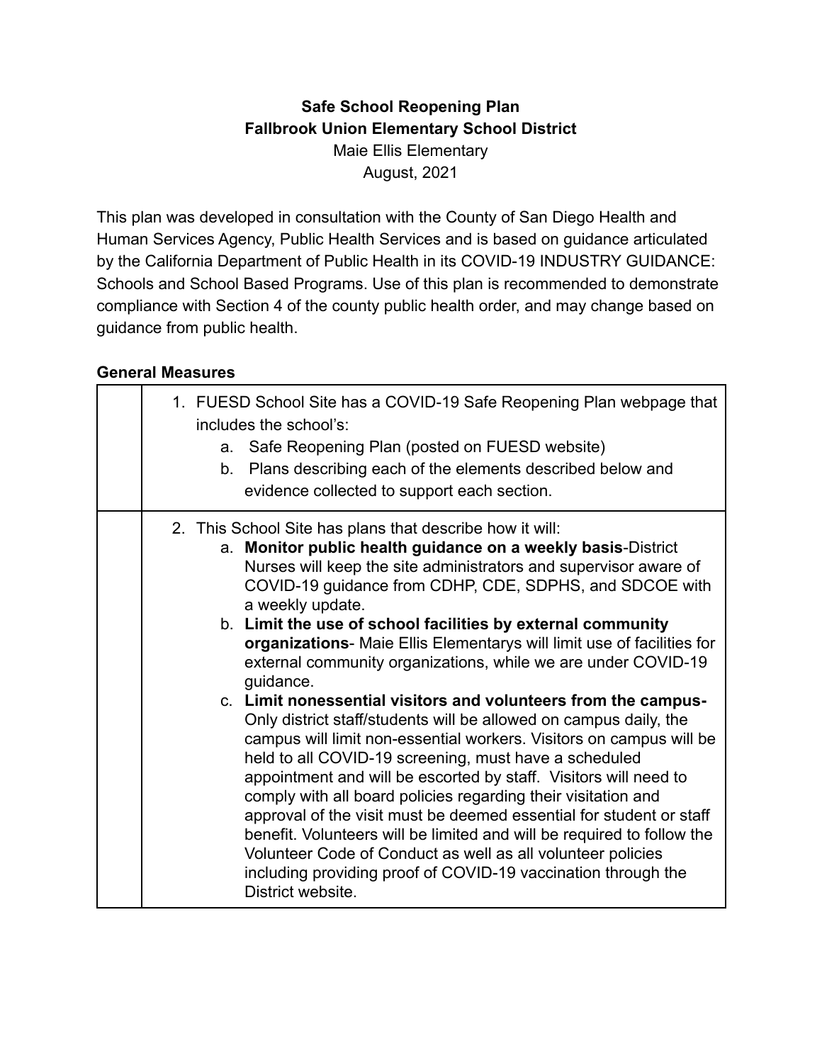**Safe School Reopening Plan**
**Fallbrook Union Elementary School District**
Maie Ellis Elementary
August, 2021

This plan was developed in consultation with the County of San Diego Health and Human Services Agency, Public Health Services and is based on guidance articulated by the California Department of Public Health in its COVID-19 INDUSTRY GUIDANCE: Schools and School Based Programs. Use of this plan is recommended to demonstrate compliance with Section 4 of the county public health order, and may change based on guidance from public health.

**General Measures**

| | |
|---|---|
| | 1. FUESD School Site has a COVID-19 Safe Reopening Plan webpage that includes the school's:<br>a. Safe Reopening Plan (posted on FUESD website)<br>b. Plans describing each of the elements described below and evidence collected to support each section. |
| | 2. This School Site has plans that describe how it will:<br>a. **Monitor public health guidance on a weekly basis**-District Nurses will keep the site administrators and supervisor aware of COVID-19 guidance from CDHP, CDE, SDPHS, and SDCOE with a weekly update.<br>b. **Limit the use of school facilities by external community organizations**- Maie Ellis Elementarys will limit use of facilities for external community organizations, while we are under COVID-19 guidance.<br>c. **Limit nonessential visitors and volunteers from the campus-** Only district staff/students will be allowed on campus daily, the campus will limit non-essential workers. Visitors on campus will be held to all COVID-19 screening, must have a scheduled appointment and will be escorted by staff. Visitors will need to comply with all board policies regarding their visitation and approval of the visit must be deemed essential for student or staff benefit. Volunteers will be limited and will be required to follow the Volunteer Code of Conduct as well as all volunteer policies including providing proof of COVID-19 vaccination through the District website. |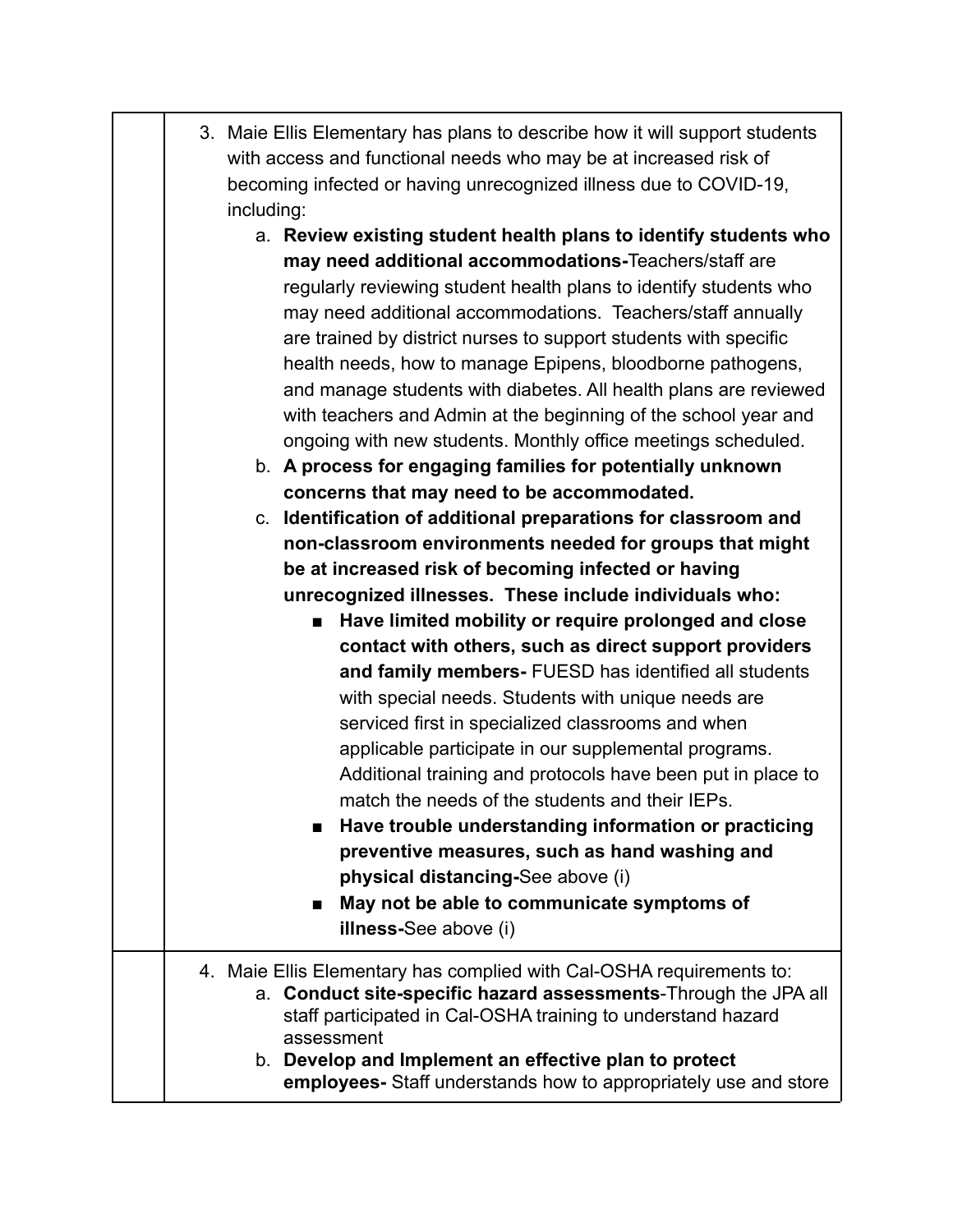| | |
|---|---|
| | 3. Maie Ellis Elementary has plans to describe how it will support students with access and functional needs who may be at increased risk of becoming infected or having unrecognized illness due to COVID-19, including:<br>a. **Review existing student health plans to identify students who may need additional accommodations-**Teachers/staff are regularly reviewing student health plans to identify students who may need additional accommodations. Teachers/staff annually are trained by district nurses to support students with specific health needs, how to manage Epipens, bloodborne pathogens, and manage students with diabetes. All health plans are reviewed with teachers and Admin at the beginning of the school year and ongoing with new students. Monthly office meetings scheduled.<br>b. **A process for engaging families for potentially unknown concerns that may need to be accommodated.**<br>c. **Identification of additional preparations for classroom and non-classroom environments needed for groups that might be at increased risk of becoming infected or having unrecognized illnesses. These include individuals who:**<br>■ **Have limited mobility or require prolonged and close contact with others, such as direct support providers and family members-** FUESD has identified all students with special needs. Students with unique needs are serviced first in specialized classrooms and when applicable participate in our supplemental programs. Additional training and protocols have been put in place to match the needs of the students and their IEPs.<br>■ **Have trouble understanding information or practicing preventive measures, such as hand washing and physical distancing-**See above (i)<br>■ **May not be able to communicate symptoms of illness-**See above (i) |
| | 4. Maie Ellis Elementary has complied with Cal-OSHA requirements to:<br>a. **Conduct site-specific hazard assessments**-Through the JPA all staff participated in Cal-OSHA training to understand hazard assessment<br>b. **Develop and Implement an effective plan to protect employees-** Staff understands how to appropriately use and store |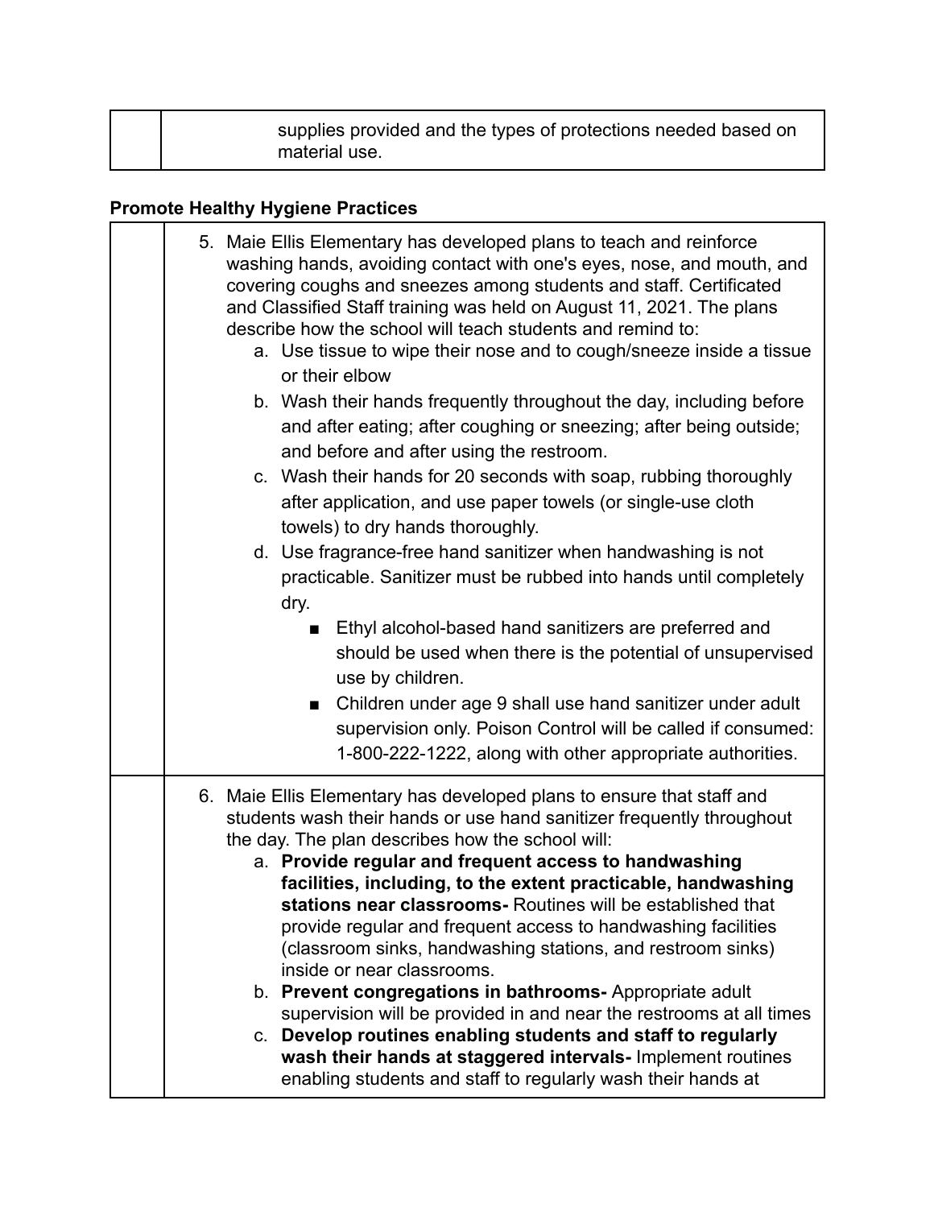| | |
|---|---|
| | supplies provided and the types of protections needed based on material use. |

### Promote Healthy Hygiene Practices

| | |
|---|---|
| | 5. Maie Ellis Elementary has developed plans to teach and reinforce washing hands, avoiding contact with one's eyes, nose, and mouth, and covering coughs and sneezes among students and staff. Certificated and Classified Staff training was held on August 11, 2021. The plans describe how the school will teach students and remind to:<br>a. Use tissue to wipe their nose and to cough/sneeze inside a tissue or their elbow<br>b. Wash their hands frequently throughout the day, including before and after eating; after coughing or sneezing; after being outside; and before and after using the restroom.<br>c. Wash their hands for 20 seconds with soap, rubbing thoroughly after application, and use paper towels (or single-use cloth towels) to dry hands thoroughly.<br>d. Use fragrance-free hand sanitizer when handwashing is not practicable. Sanitizer must be rubbed into hands until completely dry.<br>■ Ethyl alcohol-based hand sanitizers are preferred and should be used when there is the potential of unsupervised use by children.<br>■ Children under age 9 shall use hand sanitizer under adult supervision only. Poison Control will be called if consumed: 1-800-222-1222, along with other appropriate authorities. |
| | 6. Maie Ellis Elementary has developed plans to ensure that staff and students wash their hands or use hand sanitizer frequently throughout the day. The plan describes how the school will:<br>a. **Provide regular and frequent access to handwashing facilities, including, to the extent practicable, handwashing stations near classrooms-** Routines will be established that provide regular and frequent access to handwashing facilities (classroom sinks, handwashing stations, and restroom sinks) inside or near classrooms.<br>b. **Prevent congregations in bathrooms-** Appropriate adult supervision will be provided in and near the restrooms at all times<br>c. **Develop routines enabling students and staff to regularly wash their hands at staggered intervals-** Implement routines enabling students and staff to regularly wash their hands at |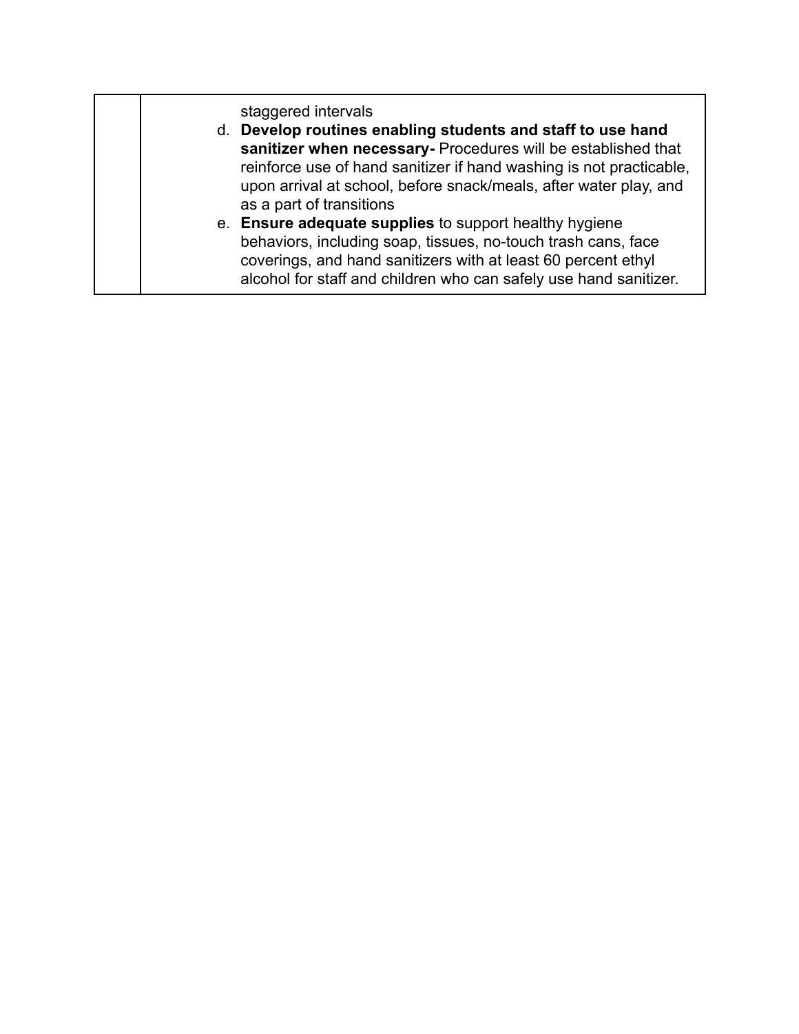| | |
|---|---|
| | staggered intervals<br>d. **Develop routines enabling students and staff to use hand sanitizer when necessary-** Procedures will be established that reinforce use of hand sanitizer if hand washing is not practicable, upon arrival at school, before snack/meals, after water play, and as a part of transitions<br>e. **Ensure adequate supplies** to support healthy hygiene behaviors, including soap, tissues, no-touch trash cans, face coverings, and hand sanitizers with at least 60 percent ethyl alcohol for staff and children who can safely use hand sanitizer. |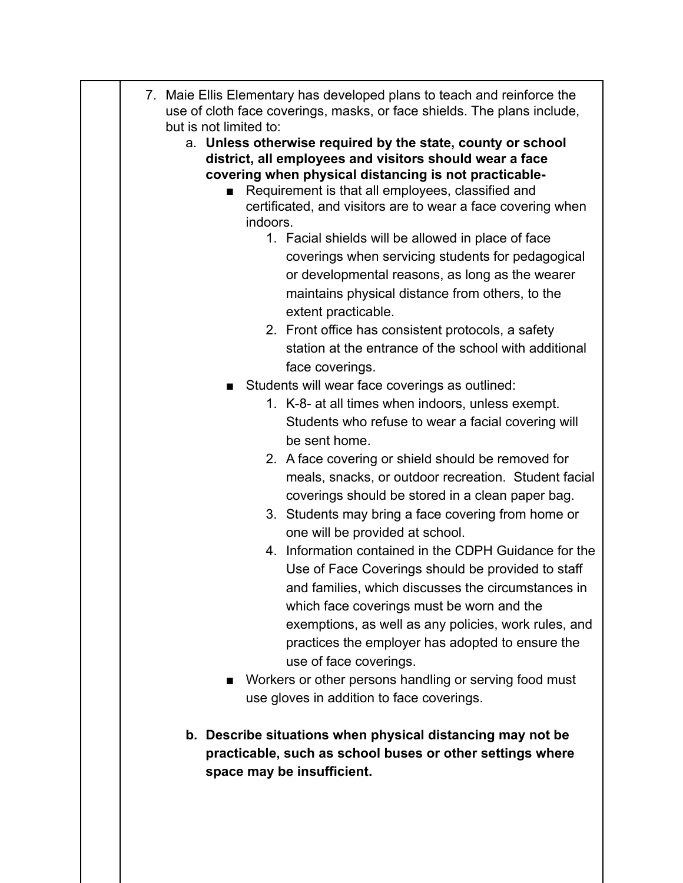7. Maie Ellis Elementary has developed plans to teach and reinforce the use of cloth face coverings, masks, or face shields. The plans include, but is not limited to:
   a. **Unless otherwise required by the state, county or school district, all employees and visitors should wear a face covering when physical distancing is not practicable-**
      - Requirement is that all employees, classified and certificated, and visitors are to wear a face covering when indoors.
        1. Facial shields will be allowed in place of face coverings when servicing students for pedagogical or developmental reasons, as long as the wearer maintains physical distance from others, to the extent practicable.
        2. Front office has consistent protocols, a safety station at the entrance of the school with additional face coverings.
      - Students will wear face coverings as outlined:
        1. K-8- at all times when indoors, unless exempt. Students who refuse to wear a facial covering will be sent home.
        2. A face covering or shield should be removed for meals, snacks, or outdoor recreation. Student facial coverings should be stored in a clean paper bag.
        3. Students may bring a face covering from home or one will be provided at school.
        4. Information contained in the CDPH Guidance for the Use of Face Coverings should be provided to staff and families, which discusses the circumstances in which face coverings must be worn and the exemptions, as well as any policies, work rules, and practices the employer has adopted to ensure the use of face coverings.
      - Workers or other persons handling or serving food must use gloves in addition to face coverings.

   b. **Describe situations when physical distancing may not be practicable, such as school buses or other settings where space may be insufficient.**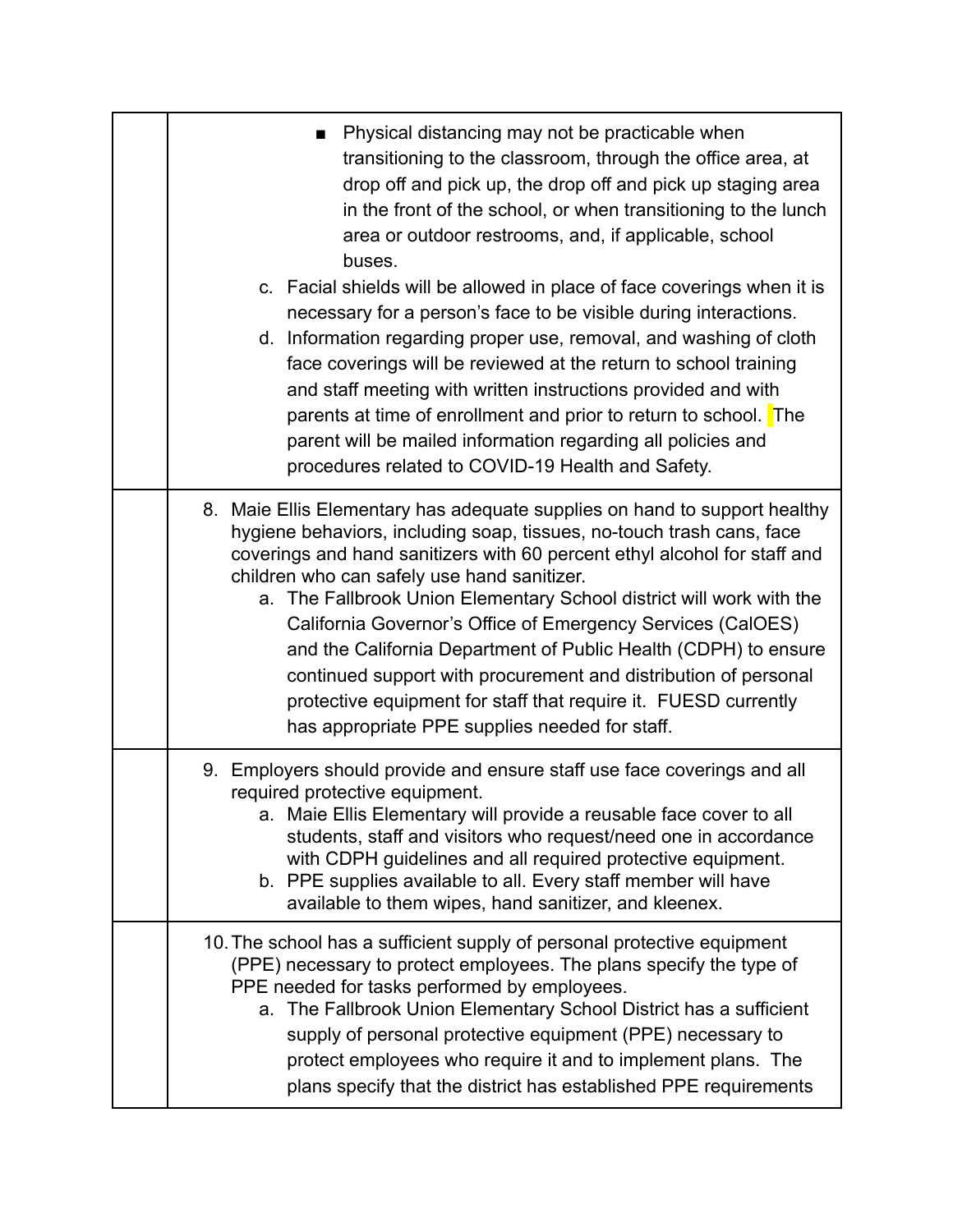| | |
|---|---|
| | ■ Physical distancing may not be practicable when transitioning to the classroom, through the office area, at drop off and pick up, the drop off and pick up staging area in the front of the school, or when transitioning to the lunch area or outdoor restrooms, and, if applicable, school buses.<br>c. Facial shields will be allowed in place of face coverings when it is necessary for a person's face to be visible during interactions.<br>d. Information regarding proper use, removal, and washing of cloth face coverings will be reviewed at the return to school training and staff meeting with written instructions provided and with parents at time of enrollment and prior to return to school. The parent will be mailed information regarding all policies and procedures related to COVID-19 Health and Safety. |
| | 8. Maie Ellis Elementary has adequate supplies on hand to support healthy hygiene behaviors, including soap, tissues, no-touch trash cans, face coverings and hand sanitizers with 60 percent ethyl alcohol for staff and children who can safely use hand sanitizer.<br>a. The Fallbrook Union Elementary School district will work with the California Governor's Office of Emergency Services (CalOES) and the California Department of Public Health (CDPH) to ensure continued support with procurement and distribution of personal protective equipment for staff that require it. FUESD currently has appropriate PPE supplies needed for staff. |
| | 9. Employers should provide and ensure staff use face coverings and all required protective equipment.<br>a. Maie Ellis Elementary will provide a reusable face cover to all students, staff and visitors who request/need one in accordance with CDPH guidelines and all required protective equipment.<br>b. PPE supplies available to all. Every staff member will have available to them wipes, hand sanitizer, and kleenex. |
| | 10. The school has a sufficient supply of personal protective equipment (PPE) necessary to protect employees. The plans specify the type of PPE needed for tasks performed by employees.<br>a. The Fallbrook Union Elementary School District has a sufficient supply of personal protective equipment (PPE) necessary to protect employees who require it and to implement plans. The plans specify that the district has established PPE requirements |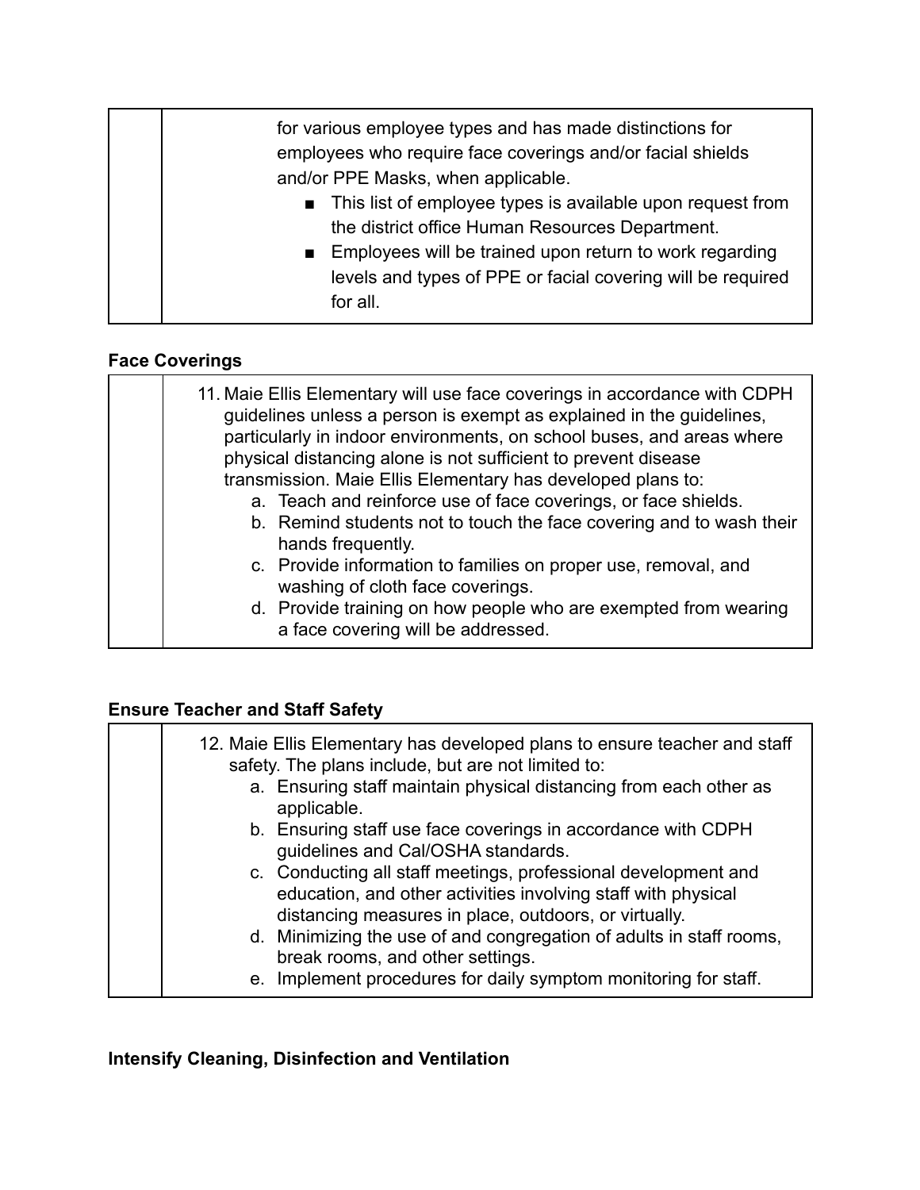| | for various employee types and has made distinctions for employees who require face coverings and/or facial shields and/or PPE Masks, when applicable.<br>■ This list of employee types is available upon request from the district office Human Resources Department.<br>■ Employees will be trained upon return to work regarding levels and types of PPE or facial covering will be required for all. |
|---|---|

**Face Coverings**

| | 11. Maie Ellis Elementary will use face coverings in accordance with CDPH guidelines unless a person is exempt as explained in the guidelines, particularly in indoor environments, on school buses, and areas where physical distancing alone is not sufficient to prevent disease transmission. Maie Ellis Elementary has developed plans to:<br>a. Teach and reinforce use of face coverings, or face shields.<br>b. Remind students not to touch the face covering and to wash their hands frequently.<br>c. Provide information to families on proper use, removal, and washing of cloth face coverings.<br>d. Provide training on how people who are exempted from wearing a face covering will be addressed. |
|---|---|

**Ensure Teacher and Staff Safety**

| | 12. Maie Ellis Elementary has developed plans to ensure teacher and staff safety. The plans include, but are not limited to:<br>a. Ensuring staff maintain physical distancing from each other as applicable.<br>b. Ensuring staff use face coverings in accordance with CDPH guidelines and Cal/OSHA standards.<br>c. Conducting all staff meetings, professional development and education, and other activities involving staff with physical distancing measures in place, outdoors, or virtually.<br>d. Minimizing the use of and congregation of adults in staff rooms, break rooms, and other settings.<br>e. Implement procedures for daily symptom monitoring for staff. |
|---|---|

**Intensify Cleaning, Disinfection and Ventilation**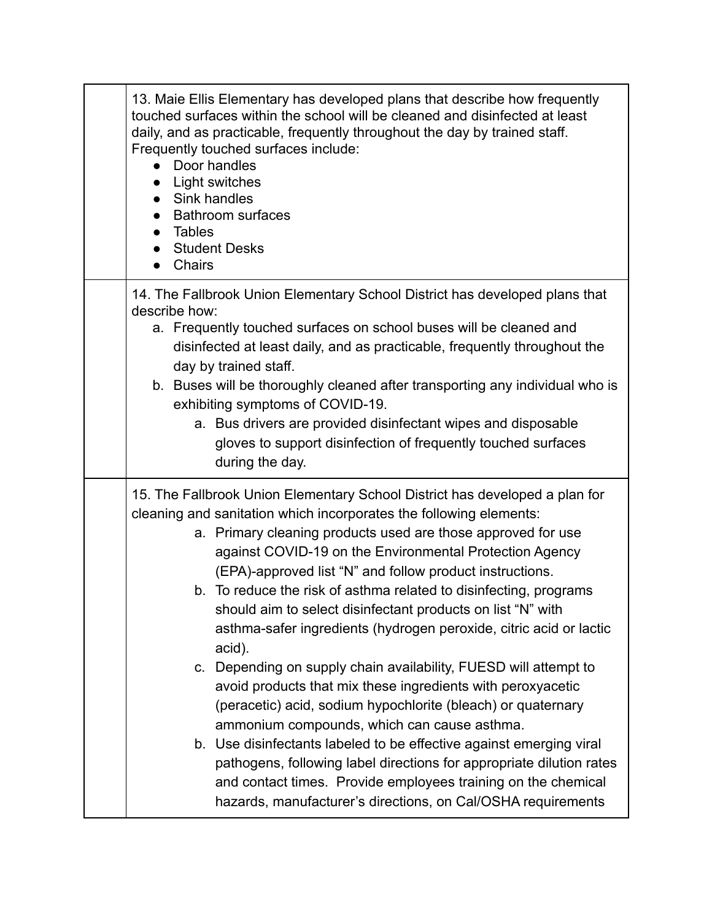| | |
|---|---|
| | 13. Maie Ellis Elementary has developed plans that describe how frequently touched surfaces within the school will be cleaned and disinfected at least daily, and as practicable, frequently throughout the day by trained staff. Frequently touched surfaces include:<br>● Door handles<br>● Light switches<br>● Sink handles<br>● Bathroom surfaces<br>● Tables<br>● Student Desks<br>● Chairs |
| | 14. The Fallbrook Union Elementary School District has developed plans that describe how:<br>a. Frequently touched surfaces on school buses will be cleaned and disinfected at least daily, and as practicable, frequently throughout the day by trained staff.<br>b. Buses will be thoroughly cleaned after transporting any individual who is exhibiting symptoms of COVID-19.<br>a. Bus drivers are provided disinfectant wipes and disposable gloves to support disinfection of frequently touched surfaces during the day. |
| | 15. The Fallbrook Union Elementary School District has developed a plan for cleaning and sanitation which incorporates the following elements:<br>a. Primary cleaning products used are those approved for use against COVID-19 on the Environmental Protection Agency (EPA)-approved list "N" and follow product instructions.<br>b. To reduce the risk of asthma related to disinfecting, programs should aim to select disinfectant products on list "N" with asthma-safer ingredients (hydrogen peroxide, citric acid or lactic acid).<br>c. Depending on supply chain availability, FUESD will attempt to avoid products that mix these ingredients with peroxyacetic (peracetic) acid, sodium hypochlorite (bleach) or quaternary ammonium compounds, which can cause asthma.<br>b. Use disinfectants labeled to be effective against emerging viral pathogens, following label directions for appropriate dilution rates and contact times. Provide employees training on the chemical hazards, manufacturer's directions, on Cal/OSHA requirements |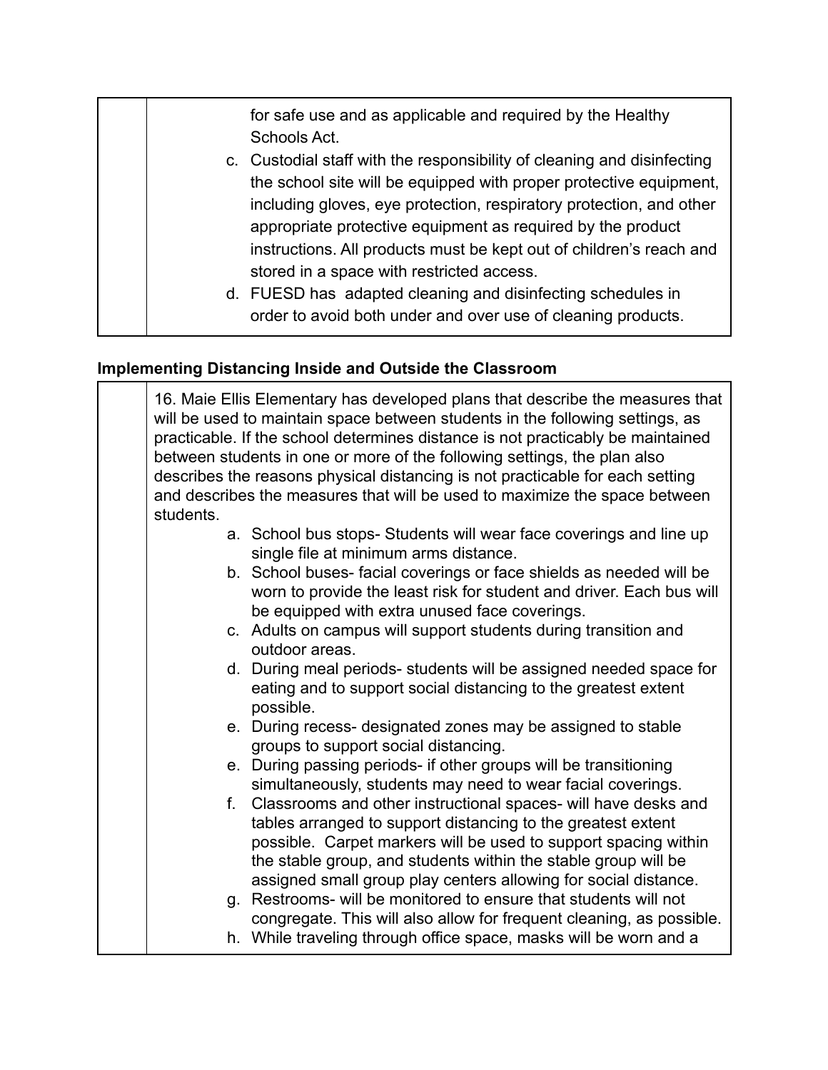|  |  |
|---|---|
|  | for safe use and as applicable and required by the Healthy Schools Act.<br>c. Custodial staff with the responsibility of cleaning and disinfecting the school site will be equipped with proper protective equipment, including gloves, eye protection, respiratory protection, and other appropriate protective equipment as required by the product instructions. All products must be kept out of children's reach and stored in a space with restricted access.<br>d. FUESD has  adapted cleaning and disinfecting schedules in order to avoid both under and over use of cleaning products. |

**Implementing Distancing Inside and Outside the Classroom**

|  |  |
|---|---|
|  | 16. Maie Ellis Elementary has developed plans that describe the measures that will be used to maintain space between students in the following settings, as practicable. If the school determines distance is not practicably be maintained between students in one or more of the following settings, the plan also describes the reasons physical distancing is not practicable for each setting and describes the measures that will be used to maximize the space between students.<br>a. School bus stops- Students will wear face coverings and line up single file at minimum arms distance.<br>b. School buses- facial coverings or face shields as needed will be worn to provide the least risk for student and driver. Each bus will be equipped with extra unused face coverings.<br>c. Adults on campus will support students during transition and outdoor areas.<br>d. During meal periods- students will be assigned needed space for eating and to support social distancing to the greatest extent possible.<br>e. During recess- designated zones may be assigned to stable groups to support social distancing.<br>e. During passing periods- if other groups will be transitioning simultaneously, students may need to wear facial coverings.<br>f. Classrooms and other instructional spaces- will have desks and tables arranged to support distancing to the greatest extent possible.  Carpet markers will be used to support spacing within the stable group, and students within the stable group will be assigned small group play centers allowing for social distance.<br>g. Restrooms- will be monitored to ensure that students will not congregate. This will also allow for frequent cleaning, as possible.<br>h. While traveling through office space, masks will be worn and a |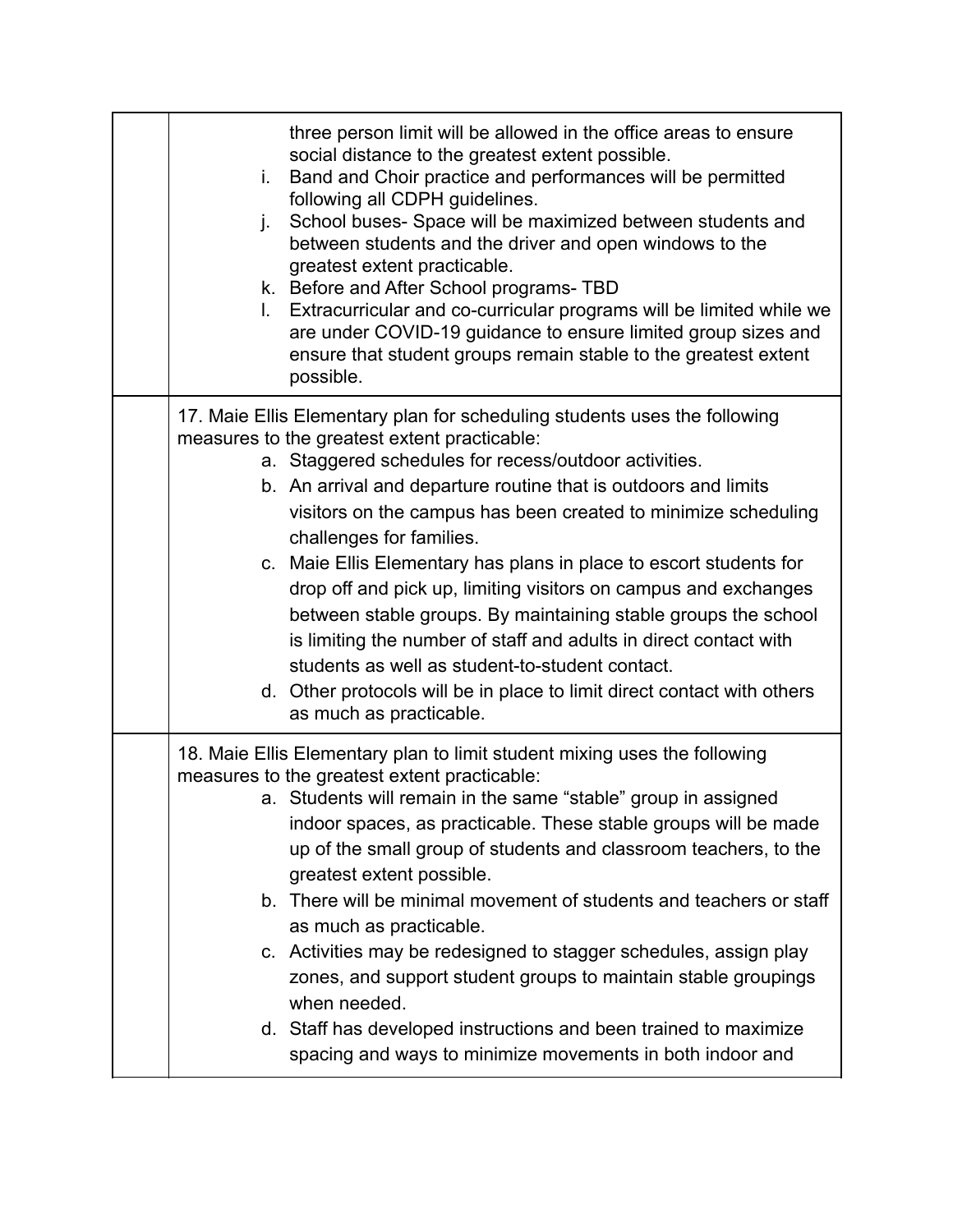| | |
|---|---|
| | three person limit will be allowed in the office areas to ensure social distance to the greatest extent possible.<br>i. Band and Choir practice and performances will be permitted following all CDPH guidelines.<br>j. School buses- Space will be maximized between students and between students and the driver and open windows to the greatest extent practicable.<br>k. Before and After School programs- TBD<br>l. Extracurricular and co-curricular programs will be limited while we are under COVID-19 guidance to ensure limited group sizes and ensure that student groups remain stable to the greatest extent possible. |
| | 17. Maie Ellis Elementary plan for scheduling students uses the following measures to the greatest extent practicable:<br>a. Staggered schedules for recess/outdoor activities.<br>b. An arrival and departure routine that is outdoors and limits visitors on the campus has been created to minimize scheduling challenges for families.<br>c. Maie Ellis Elementary has plans in place to escort students for drop off and pick up, limiting visitors on campus and exchanges between stable groups. By maintaining stable groups the school is limiting the number of staff and adults in direct contact with students as well as student-to-student contact.<br>d. Other protocols will be in place to limit direct contact with others as much as practicable. |
| | 18. Maie Ellis Elementary plan to limit student mixing uses the following measures to the greatest extent practicable:<br>a. Students will remain in the same "stable" group in assigned indoor spaces, as practicable. These stable groups will be made up of the small group of students and classroom teachers, to the greatest extent possible.<br>b. There will be minimal movement of students and teachers or staff as much as practicable.<br>c. Activities may be redesigned to stagger schedules, assign play zones, and support student groups to maintain stable groupings when needed.<br>d. Staff has developed instructions and been trained to maximize spacing and ways to minimize movements in both indoor and |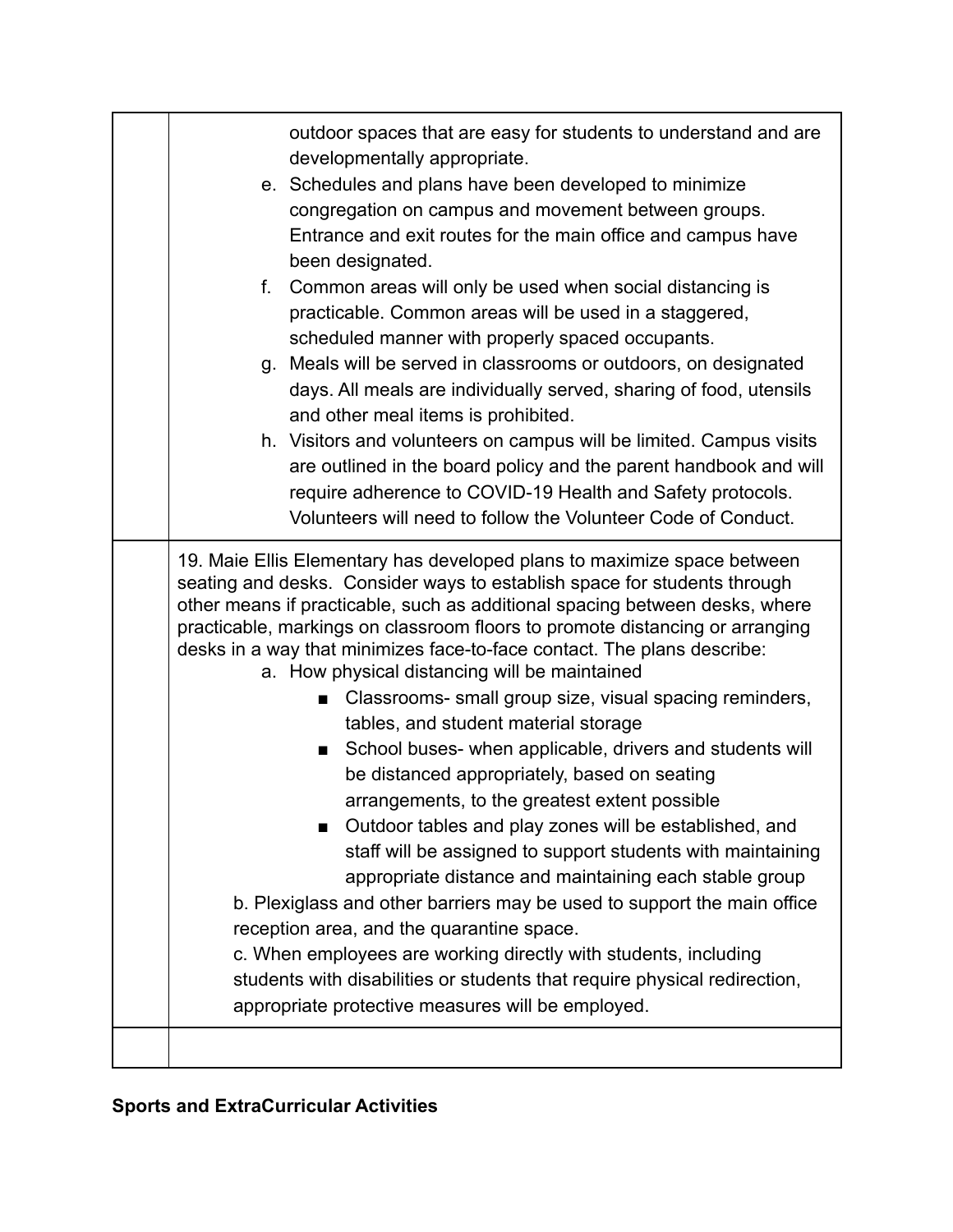| | |
|---|---|
| | outdoor spaces that are easy for students to understand and are developmentally appropriate.<br>e. Schedules and plans have been developed to minimize congregation on campus and movement between groups. Entrance and exit routes for the main office and campus have been designated.<br>f. Common areas will only be used when social distancing is practicable. Common areas will be used in a staggered, scheduled manner with properly spaced occupants.<br>g. Meals will be served in classrooms or outdoors, on designated days. All meals are individually served, sharing of food, utensils and other meal items is prohibited.<br>h. Visitors and volunteers on campus will be limited. Campus visits are outlined in the board policy and the parent handbook and will require adherence to COVID-19 Health and Safety protocols. Volunteers will need to follow the Volunteer Code of Conduct. |
| | 19. Maie Ellis Elementary has developed plans to maximize space between seating and desks. Consider ways to establish space for students through other means if practicable, such as additional spacing between desks, where practicable, markings on classroom floors to promote distancing or arranging desks in a way that minimizes face-to-face contact. The plans describe:<br>a. How physical distancing will be maintained<br>■ Classrooms- small group size, visual spacing reminders, tables, and student material storage<br>■ School buses- when applicable, drivers and students will be distanced appropriately, based on seating arrangements, to the greatest extent possible<br>■ Outdoor tables and play zones will be established, and staff will be assigned to support students with maintaining appropriate distance and maintaining each stable group<br>b. Plexiglass and other barriers may be used to support the main office reception area, and the quarantine space.<br>c. When employees are working directly with students, including students with disabilities or students that require physical redirection, appropriate protective measures will be employed. |
| | |

**Sports and ExtraCurricular Activities**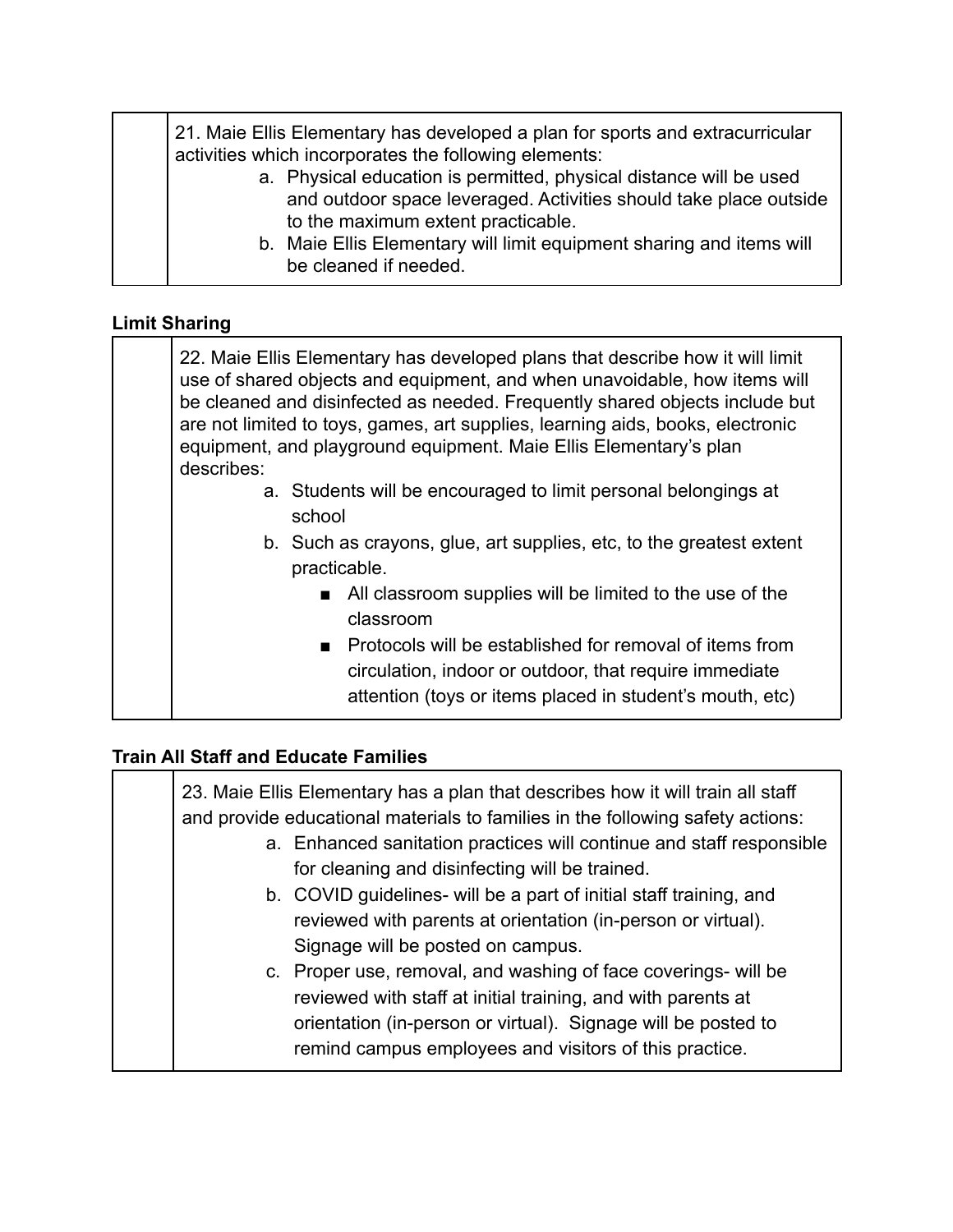| | 21. Maie Ellis Elementary has developed a plan for sports and extracurricular activities which incorporates the following elements:<br>a. Physical education is permitted, physical distance will be used and outdoor space leveraged. Activities should take place outside to the maximum extent practicable.<br>b. Maie Ellis Elementary will limit equipment sharing and items will be cleaned if needed. |
|---|---|

**Limit Sharing**

| | 22. Maie Ellis Elementary has developed plans that describe how it will limit use of shared objects and equipment, and when unavoidable, how items will be cleaned and disinfected as needed. Frequently shared objects include but are not limited to toys, games, art supplies, learning aids, books, electronic equipment, and playground equipment. Maie Ellis Elementary's plan describes:<br>a. Students will be encouraged to limit personal belongings at school<br>b. Such as crayons, glue, art supplies, etc, to the greatest extent practicable.<br>■ All classroom supplies will be limited to the use of the classroom<br>■ Protocols will be established for removal of items from circulation, indoor or outdoor, that require immediate attention (toys or items placed in student's mouth, etc) |
|---|---|

**Train All Staff and Educate Families**

| | 23. Maie Ellis Elementary has a plan that describes how it will train all staff and provide educational materials to families in the following safety actions:<br>a. Enhanced sanitation practices will continue and staff responsible for cleaning and disinfecting will be trained.<br>b. COVID guidelines- will be a part of initial staff training, and reviewed with parents at orientation (in-person or virtual). Signage will be posted on campus.<br>c. Proper use, removal, and washing of face coverings- will be reviewed with staff at initial training, and with parents at orientation (in-person or virtual). Signage will be posted to remind campus employees and visitors of this practice. |
|---|---|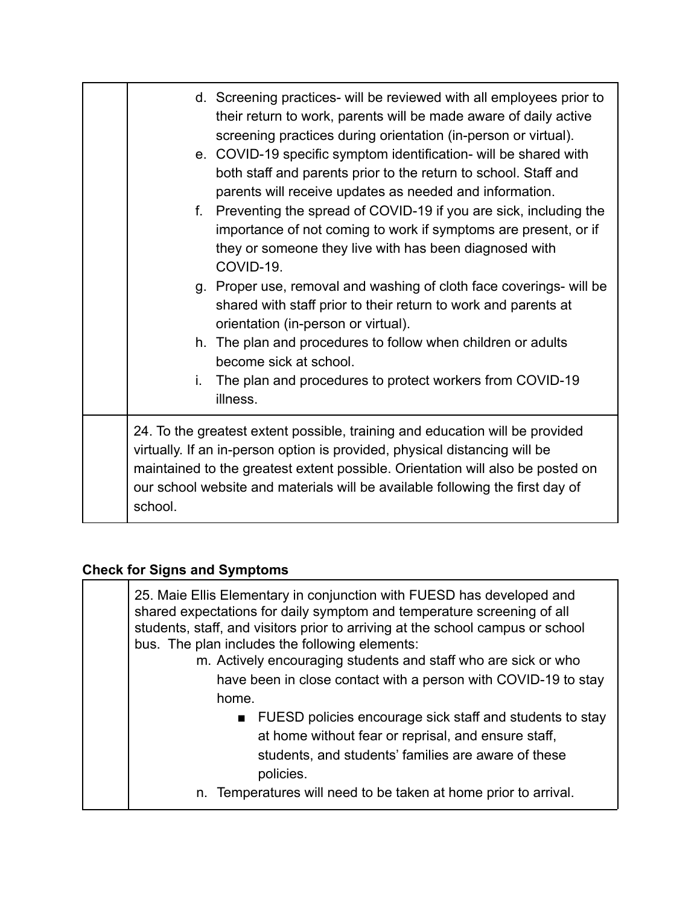| | |
|---|---|
| | d. Screening practices- will be reviewed with all employees prior to their return to work, parents will be made aware of daily active screening practices during orientation (in-person or virtual).<br>e. COVID-19 specific symptom identification- will be shared with both staff and parents prior to the return to school. Staff and parents will receive updates as needed and information.<br>f. Preventing the spread of COVID-19 if you are sick, including the importance of not coming to work if symptoms are present, or if they or someone they live with has been diagnosed with COVID-19.<br>g. Proper use, removal and washing of cloth face coverings- will be shared with staff prior to their return to work and parents at orientation (in-person or virtual).<br>h. The plan and procedures to follow when children or adults become sick at school.<br>i. The plan and procedures to protect workers from COVID-19 illness. |
| | 24. To the greatest extent possible, training and education will be provided virtually. If an in-person option is provided, physical distancing will be maintained to the greatest extent possible. Orientation will also be posted on our school website and materials will be available following the first day of school. |

**Check for Signs and Symptoms**

| | |
|---|---|
| | 25. Maie Ellis Elementary in conjunction with FUESD has developed and shared expectations for daily symptom and temperature screening of all students, staff, and visitors prior to arriving at the school campus or school bus. The plan includes the following elements:<br>m. Actively encouraging students and staff who are sick or who have been in close contact with a person with COVID-19 to stay home.<br>■ FUESD policies encourage sick staff and students to stay at home without fear or reprisal, and ensure staff, students, and students' families are aware of these policies.<br>n. Temperatures will need to be taken at home prior to arrival. |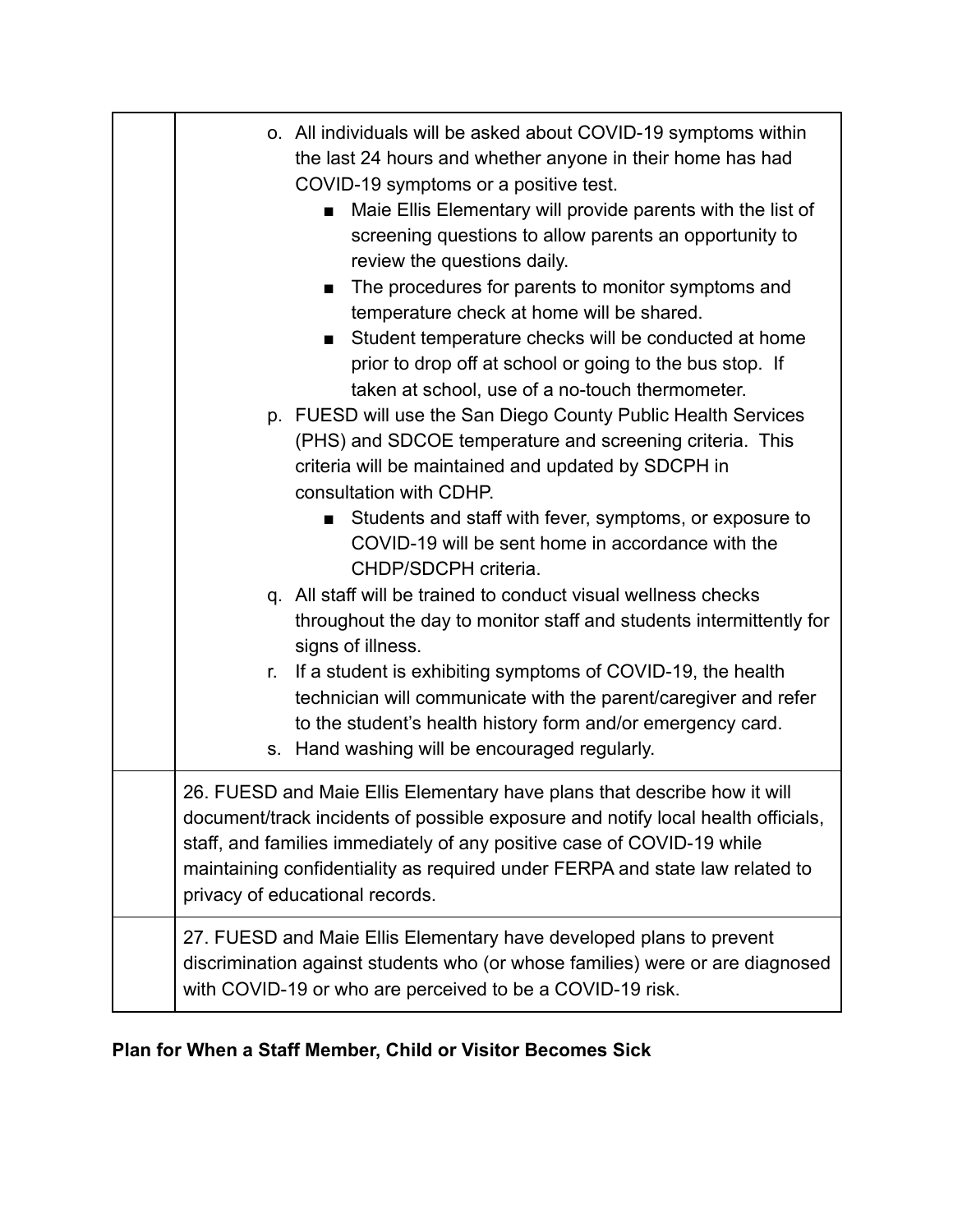| | |
|---|---|
| | o. All individuals will be asked about COVID-19 symptoms within the last 24 hours and whether anyone in their home has had COVID-19 symptoms or a positive test.<br>■ Maie Ellis Elementary will provide parents with the list of screening questions to allow parents an opportunity to review the questions daily.<br>■ The procedures for parents to monitor symptoms and temperature check at home will be shared.<br>■ Student temperature checks will be conducted at home prior to drop off at school or going to the bus stop. If taken at school, use of a no-touch thermometer.<br>p. FUESD will use the San Diego County Public Health Services (PHS) and SDCOE temperature and screening criteria. This criteria will be maintained and updated by SDCPH in consultation with CDHP.<br>■ Students and staff with fever, symptoms, or exposure to COVID-19 will be sent home in accordance with the CHDP/SDCPH criteria.<br>q. All staff will be trained to conduct visual wellness checks throughout the day to monitor staff and students intermittently for signs of illness.<br>r. If a student is exhibiting symptoms of COVID-19, the health technician will communicate with the parent/caregiver and refer to the student's health history form and/or emergency card.<br>s. Hand washing will be encouraged regularly. |
| | 26. FUESD and Maie Ellis Elementary have plans that describe how it will document/track incidents of possible exposure and notify local health officials, staff, and families immediately of any positive case of COVID-19 while maintaining confidentiality as required under FERPA and state law related to privacy of educational records. |
| | 27. FUESD and Maie Ellis Elementary have developed plans to prevent discrimination against students who (or whose families) were or are diagnosed with COVID-19 or who are perceived to be a COVID-19 risk. |

**Plan for When a Staff Member, Child or Visitor Becomes Sick**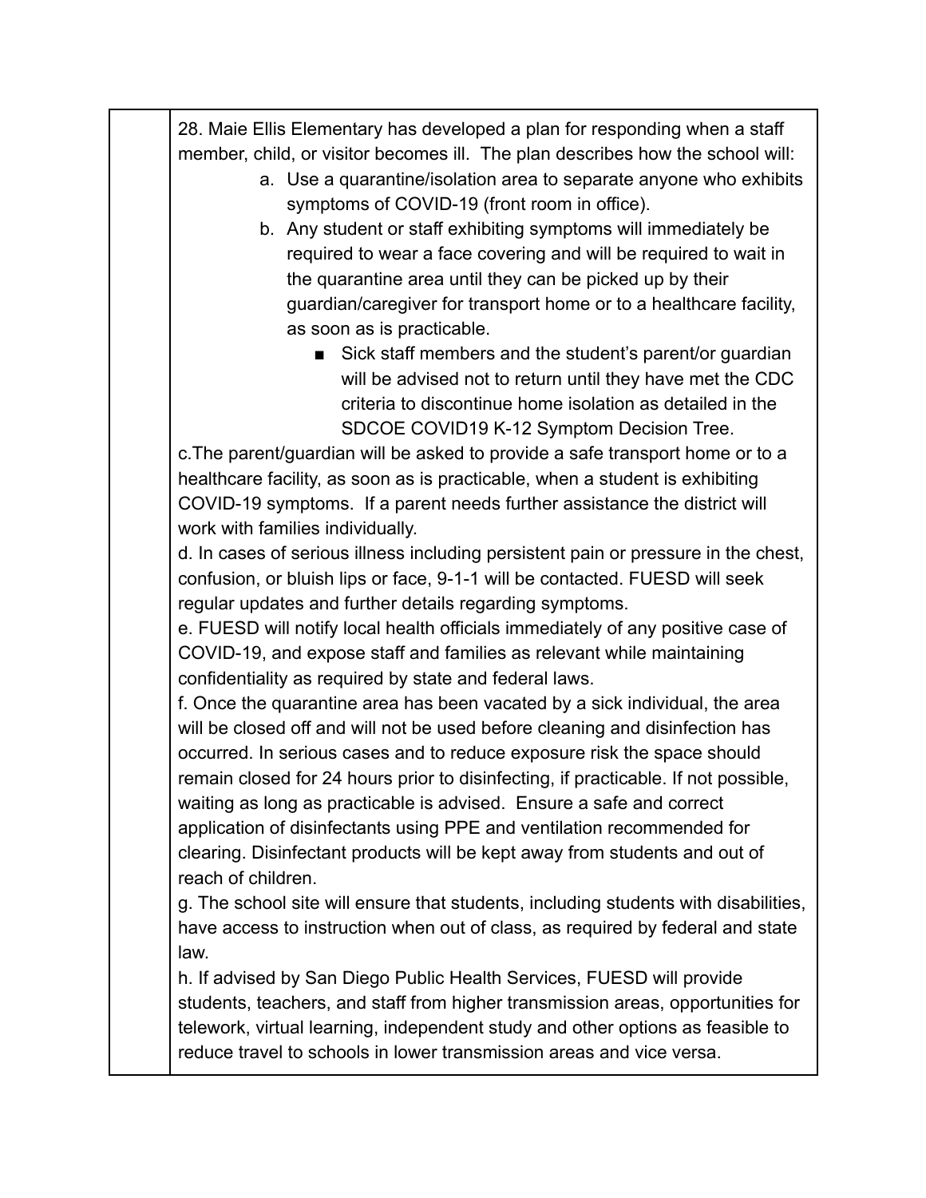| | |
|---|---|
| | 28. Maie Ellis Elementary has developed a plan for responding when a staff member, child, or visitor becomes ill. The plan describes how the school will:<br>a. Use a quarantine/isolation area to separate anyone who exhibits symptoms of COVID-19 (front room in office).<br>b. Any student or staff exhibiting symptoms will immediately be required to wear a face covering and will be required to wait in the quarantine area until they can be picked up by their guardian/caregiver for transport home or to a healthcare facility, as soon as is practicable.<br>■ Sick staff members and the student's parent/or guardian will be advised not to return until they have met the CDC criteria to discontinue home isolation as detailed in the SDCOE COVID19 K-12 Symptom Decision Tree.<br>c.The parent/guardian will be asked to provide a safe transport home or to a healthcare facility, as soon as is practicable, when a student is exhibiting COVID-19 symptoms. If a parent needs further assistance the district will work with families individually.<br>d. In cases of serious illness including persistent pain or pressure in the chest, confusion, or bluish lips or face, 9-1-1 will be contacted. FUESD will seek regular updates and further details regarding symptoms.<br>e. FUESD will notify local health officials immediately of any positive case of COVID-19, and expose staff and families as relevant while maintaining confidentiality as required by state and federal laws.<br>f. Once the quarantine area has been vacated by a sick individual, the area will be closed off and will not be used before cleaning and disinfection has occurred. In serious cases and to reduce exposure risk the space should remain closed for 24 hours prior to disinfecting, if practicable. If not possible, waiting as long as practicable is advised. Ensure a safe and correct application of disinfectants using PPE and ventilation recommended for clearing. Disinfectant products will be kept away from students and out of reach of children.<br>g. The school site will ensure that students, including students with disabilities, have access to instruction when out of class, as required by federal and state law.<br>h. If advised by San Diego Public Health Services, FUESD will provide students, teachers, and staff from higher transmission areas, opportunities for telework, virtual learning, independent study and other options as feasible to reduce travel to schools in lower transmission areas and vice versa. |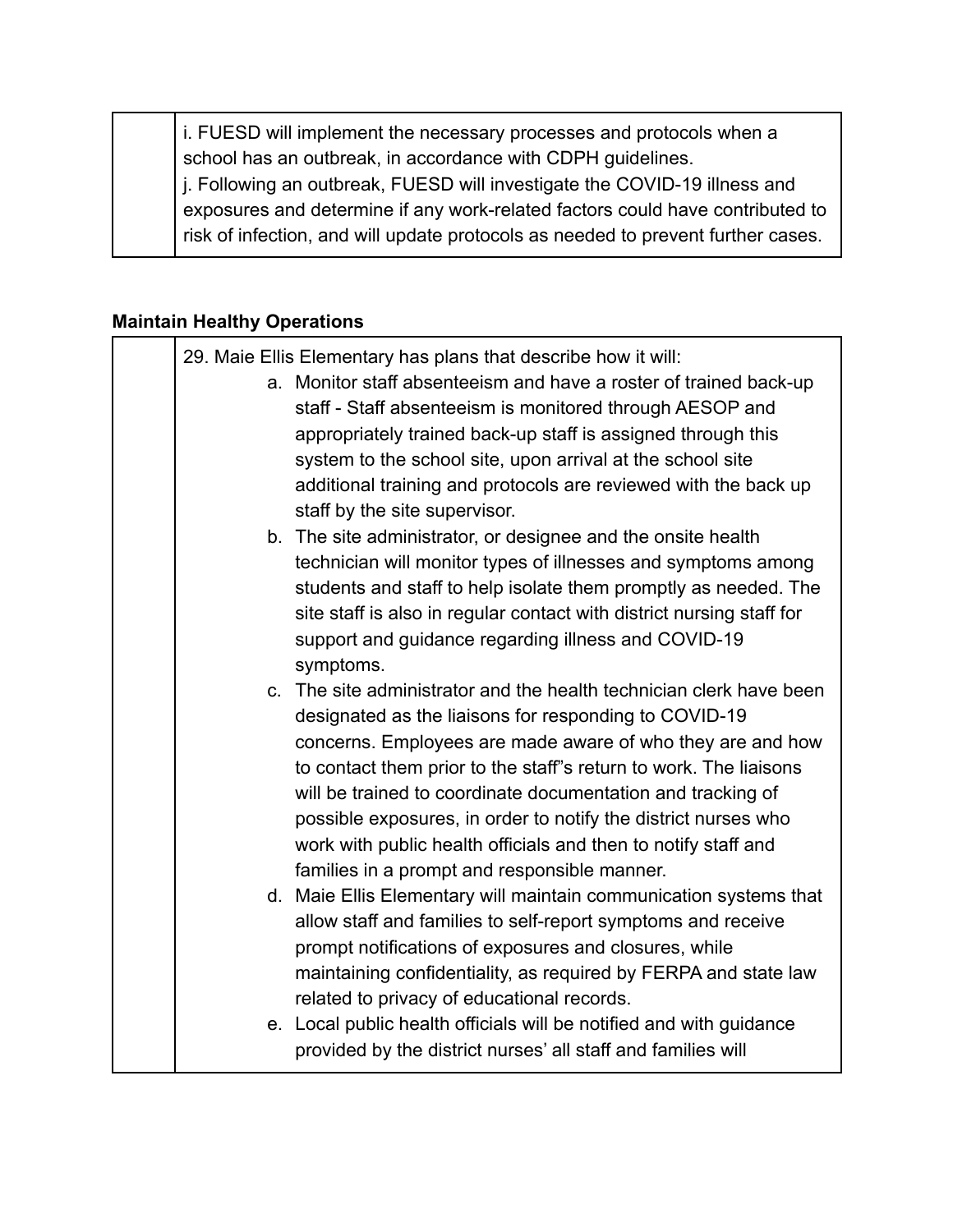| | |
|---|---|
| | i. FUESD will implement the necessary processes and protocols when a school has an outbreak, in accordance with CDPH guidelines.<br>j. Following an outbreak, FUESD will investigate the COVID-19 illness and exposures and determine if any work-related factors could have contributed to risk of infection, and will update protocols as needed to prevent further cases. |

**Maintain Healthy Operations**

| | |
|---|---|
| | 29. Maie Ellis Elementary has plans that describe how it will:<br>a. Monitor staff absenteeism and have a roster of trained back-up staff - Staff absenteeism is monitored through AESOP and appropriately trained back-up staff is assigned through this system to the school site, upon arrival at the school site additional training and protocols are reviewed with the back up staff by the site supervisor.<br>b. The site administrator, or designee and the onsite health technician will monitor types of illnesses and symptoms among students and staff to help isolate them promptly as needed. The site staff is also in regular contact with district nursing staff for support and guidance regarding illness and COVID-19 symptoms.<br>c. The site administrator and the health technician clerk have been designated as the liaisons for responding to COVID-19 concerns. Employees are made aware of who they are and how to contact them prior to the staff"s return to work. The liaisons will be trained to coordinate documentation and tracking of possible exposures, in order to notify the district nurses who work with public health officials and then to notify staff and families in a prompt and responsible manner.<br>d. Maie Ellis Elementary will maintain communication systems that allow staff and families to self-report symptoms and receive prompt notifications of exposures and closures, while maintaining confidentiality, as required by FERPA and state law related to privacy of educational records.<br>e. Local public health officials will be notified and with guidance provided by the district nurses' all staff and families will |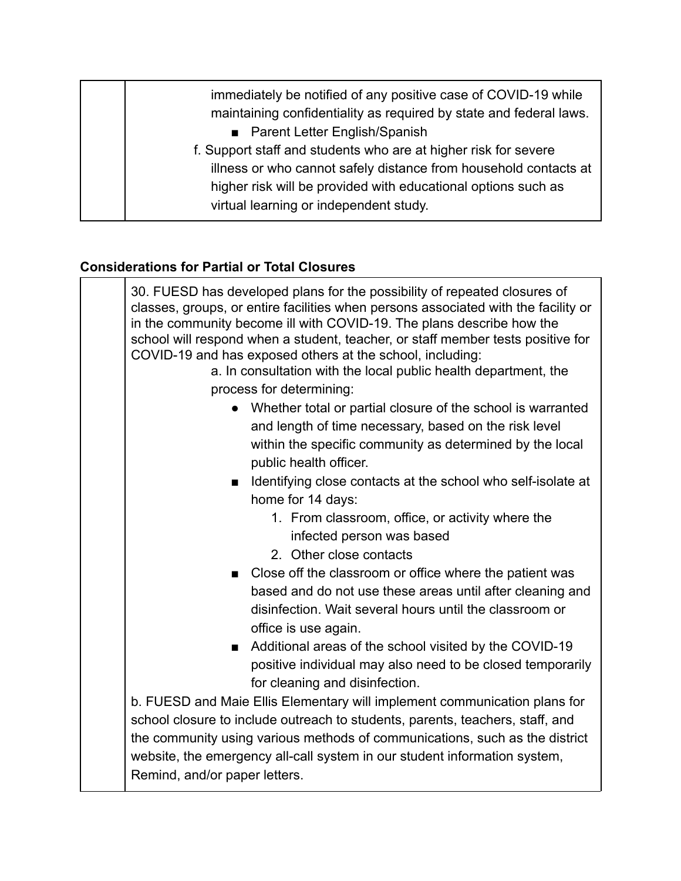| | immediately be notified of any positive case of COVID-19 while maintaining confidentiality as required by state and federal laws.<br>■ Parent Letter English/Spanish<br>f. Support staff and students who are at higher risk for severe illness or who cannot safely distance from household contacts at higher risk will be provided with educational options such as virtual learning or independent study. |
|---|---|

**Considerations for Partial or Total Closures**

| | 30. FUESD has developed plans for the possibility of repeated closures of classes, groups, or entire facilities when persons associated with the facility or in the community become ill with COVID-19. The plans describe how the school will respond when a student, teacher, or staff member tests positive for COVID-19 and has exposed others at the school, including:<br>a. In consultation with the local public health department, the process for determining:<br>● Whether total or partial closure of the school is warranted and length of time necessary, based on the risk level within the specific community as determined by the local public health officer.<br>■ Identifying close contacts at the school who self-isolate at home for 14 days:<br>1. From classroom, office, or activity where the infected person was based<br>2. Other close contacts<br>■ Close off the classroom or office where the patient was based and do not use these areas until after cleaning and disinfection. Wait several hours until the classroom or office is use again.<br>■ Additional areas of the school visited by the COVID-19 positive individual may also need to be closed temporarily for cleaning and disinfection.<br>b. FUESD and Maie Ellis Elementary will implement communication plans for school closure to include outreach to students, parents, teachers, staff, and the community using various methods of communications, such as the district website, the emergency all-call system in our student information system, Remind, and/or paper letters. |
|---|---|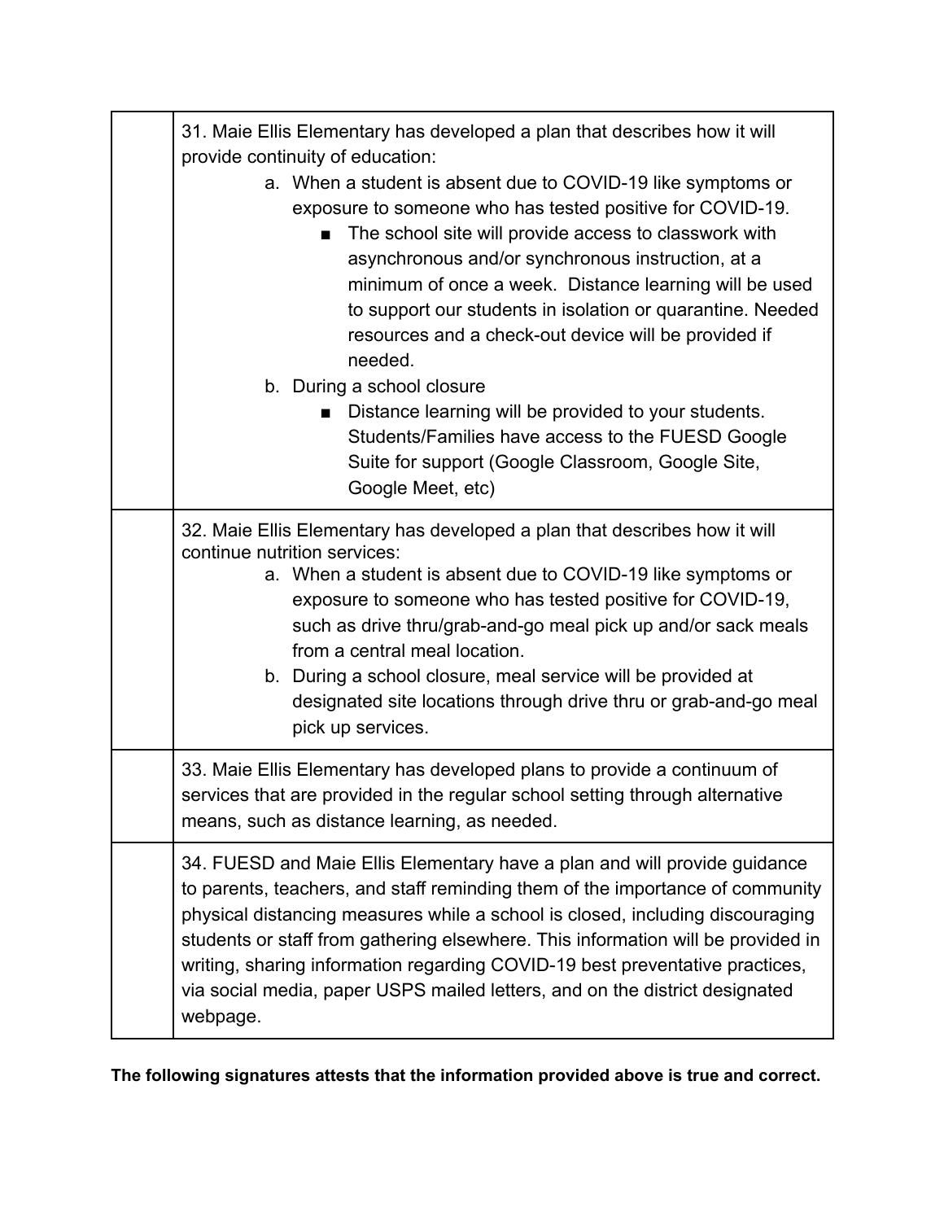| | |
|---|---|
| | 31. Maie Ellis Elementary has developed a plan that describes how it will provide continuity of education:<br>a. When a student is absent due to COVID-19 like symptoms or exposure to someone who has tested positive for COVID-19.<br>■ The school site will provide access to classwork with asynchronous and/or synchronous instruction, at a minimum of once a week. Distance learning will be used to support our students in isolation or quarantine. Needed resources and a check-out device will be provided if needed.<br>b. During a school closure<br>■ Distance learning will be provided to your students. Students/Families have access to the FUESD Google Suite for support (Google Classroom, Google Site, Google Meet, etc) |
| | 32. Maie Ellis Elementary has developed a plan that describes how it will continue nutrition services:<br>a. When a student is absent due to COVID-19 like symptoms or exposure to someone who has tested positive for COVID-19, such as drive thru/grab-and-go meal pick up and/or sack meals from a central meal location.<br>b. During a school closure, meal service will be provided at designated site locations through drive thru or grab-and-go meal pick up services. |
| | 33. Maie Ellis Elementary has developed plans to provide a continuum of services that are provided in the regular school setting through alternative means, such as distance learning, as needed. |
| | 34. FUESD and Maie Ellis Elementary have a plan and will provide guidance to parents, teachers, and staff reminding them of the importance of community physical distancing measures while a school is closed, including discouraging students or staff from gathering elsewhere. This information will be provided in writing, sharing information regarding COVID-19 best preventative practices, via social media, paper USPS mailed letters, and on the district designated webpage. |

**The following signatures attests that the information provided above is true and correct.**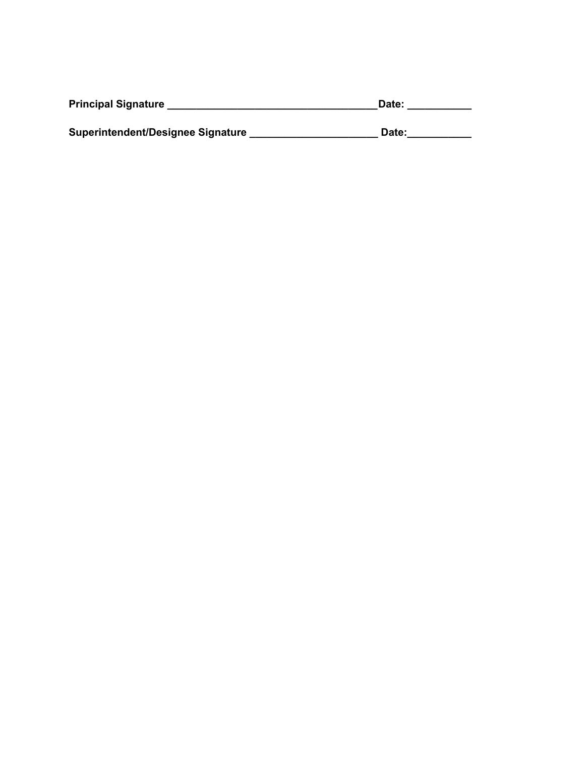**Principal Signature ____________________________________Date: ___________**

**Superintendent/Designee Signature _____________________ Date:___________**